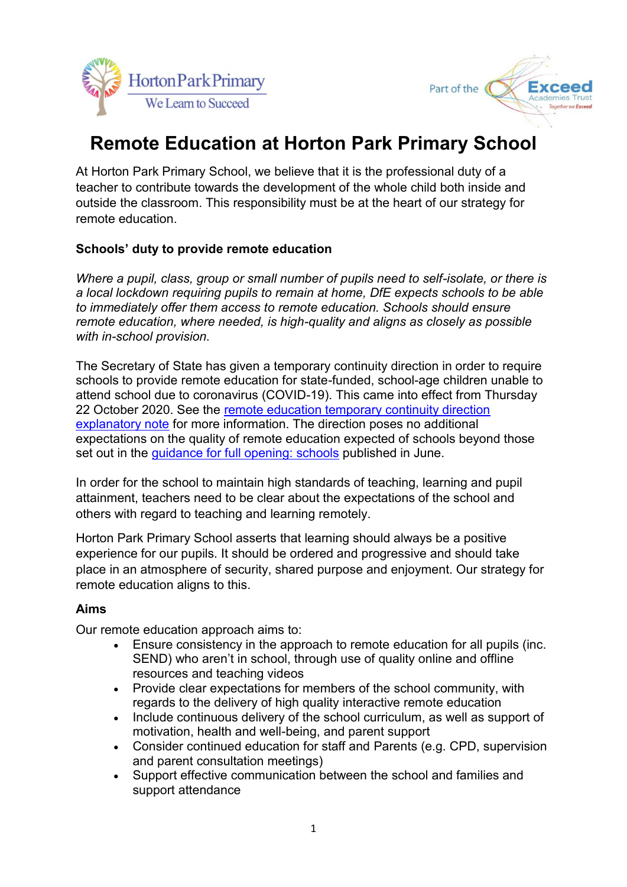# Remote Education at Horton Park Primary School

At Horton Park Primary School, we believe that it is the professional duty of a teacher to contribute towards the development of the whole child both inside and outside the classroom. This responsibility must be at the heart of our strategy for remote education.

**Schools' duty to provide remote education**

*Where a pupil, class, group or small number of pupils need to self-isolate, or there is a local lockdown requiring pupils to remain at home, DfE expects schools to be able to immediately offer them access to remote education. Schools should ensure remote education, where needed, is high-quality and aligns as closely as possible with in-school provision.*

The Secretary of State has given a temporary continuity direction in order to require schools to provide remote education for state-funded, school-age children unable to attend school due to coronavirus (COVID-19). This came into effect from Thursday 22 October 2020. See the remote education temporary continuity direction explanatory note for more information. The direction poses no additional expectations on the quality of remote education expected of schools beyond those set out in the guidance for full opening: schools published in June.

In order for the school to maintain high standards of teaching, learning and pupil attainment, teachers need to be clear about the expectations of the school and others with regard to teaching and learning remotely.

Horton Park Primary School asserts that learning should always be a positive experience for our pupils. It should be ordered and progressive and should take place in an atmosphere of security, shared purpose and enjoyment. Our strategy for remote education aligns to this.

**Aims**

Our remote education approach aims to:

- Ensure consistency in the approach to remote education for all pupils (inc. SEND) who aren't in school, through use of quality online and offline resources and teaching videos
- Provide clear expectations for members of the school community, with regards to the delivery of high quality interactive remote education
- Include continuous delivery of the school curriculum, as well as support of motivation, health and well-being, and parent support
- Consider continued education for staff and Parents (e.g. CPD, supervision and parent consultation meetings)
- Support effective communication between the school and families and support attendance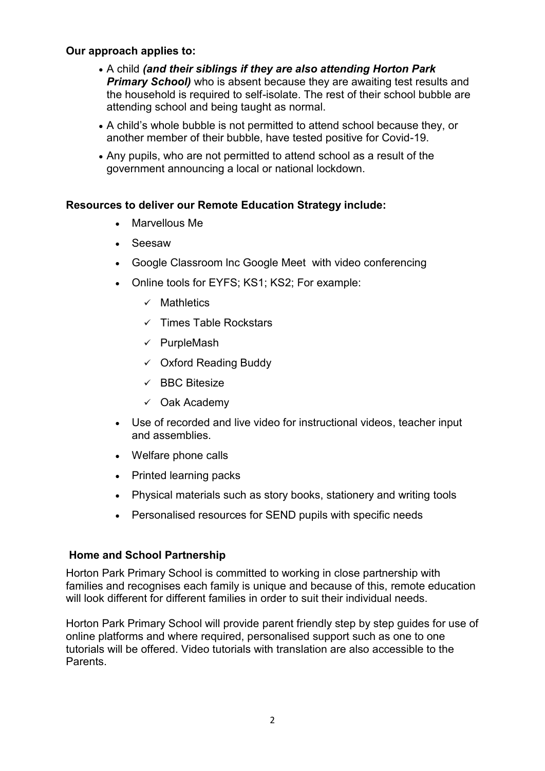**Our approach applies to:**

- A child ***(and their siblings if they are also attending Horton Park Primary School)*** who is absent because they are awaiting test results and the household is required to self-isolate. The rest of their school bubble are attending school and being taught as normal.
- A child's whole bubble is not permitted to attend school because they, or another member of their bubble, have tested positive for Covid-19.
- Any pupils, who are not permitted to attend school as a result of the government announcing a local or national lockdown.

**Resources to deliver our Remote Education Strategy include:**

- Marvellous Me
- Seesaw
- Google Classroom Inc Google Meet with video conferencing
- Online tools for EYFS; KS1; KS2; For example:
  - ✓ Mathletics
  - ✓ Times Table Rockstars
  - ✓ PurpleMash
  - ✓ Oxford Reading Buddy
  - ✓ BBC Bitesize
  - ✓ Oak Academy
- Use of recorded and live video for instructional videos, teacher input and assemblies.
- Welfare phone calls
- Printed learning packs
- Physical materials such as story books, stationery and writing tools
- Personalised resources for SEND pupils with specific needs

**Home and School Partnership**

Horton Park Primary School is committed to working in close partnership with families and recognises each family is unique and because of this, remote education will look different for different families in order to suit their individual needs.

Horton Park Primary School will provide parent friendly step by step guides for use of online platforms and where required, personalised support such as one to one tutorials will be offered. Video tutorials with translation are also accessible to the Parents.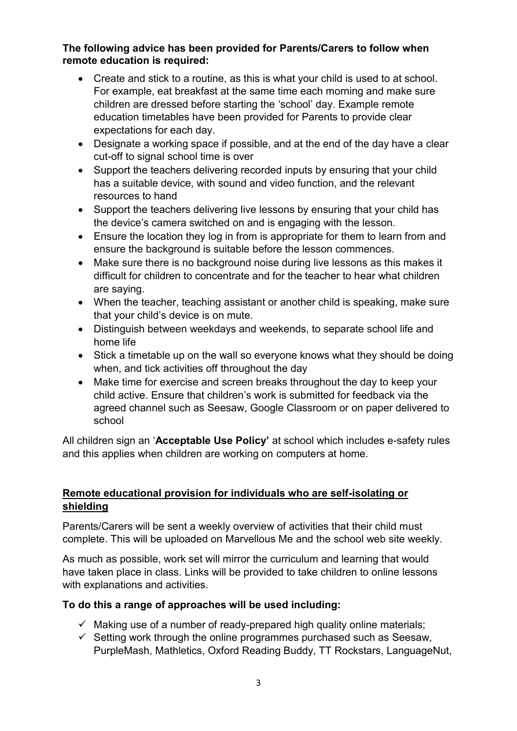**The following advice has been provided for Parents/Carers to follow when remote education is required:**

- Create and stick to a routine, as this is what your child is used to at school. For example, eat breakfast at the same time each morning and make sure children are dressed before starting the 'school' day. Example remote education timetables have been provided for Parents to provide clear expectations for each day.
- Designate a working space if possible, and at the end of the day have a clear cut-off to signal school time is over
- Support the teachers delivering recorded inputs by ensuring that your child has a suitable device, with sound and video function, and the relevant resources to hand
- Support the teachers delivering live lessons by ensuring that your child has the device's camera switched on and is engaging with the lesson.
- Ensure the location they log in from is appropriate for them to learn from and ensure the background is suitable before the lesson commences.
- Make sure there is no background noise during live lessons as this makes it difficult for children to concentrate and for the teacher to hear what children are saying.
- When the teacher, teaching assistant or another child is speaking, make sure that your child's device is on mute.
- Distinguish between weekdays and weekends, to separate school life and home life
- Stick a timetable up on the wall so everyone knows what they should be doing when, and tick activities off throughout the day
- Make time for exercise and screen breaks throughout the day to keep your child active. Ensure that children's work is submitted for feedback via the agreed channel such as Seesaw, Google Classroom or on paper delivered to school

All children sign an '**Acceptable Use Policy'** at school which includes e-safety rules and this applies when children are working on computers at home.

## Remote educational provision for individuals who are self-isolating or shielding

Parents/Carers will be sent a weekly overview of activities that their child must complete. This will be uploaded on Marvellous Me and the school web site weekly.

As much as possible, work set will mirror the curriculum and learning that would have taken place in class. Links will be provided to take children to online lessons with explanations and activities.

**To do this a range of approaches will be used including:**

- ✓ Making use of a number of ready-prepared high quality online materials;
- ✓ Setting work through the online programmes purchased such as Seesaw, PurpleMash, Mathletics, Oxford Reading Buddy, TT Rockstars, LanguageNut,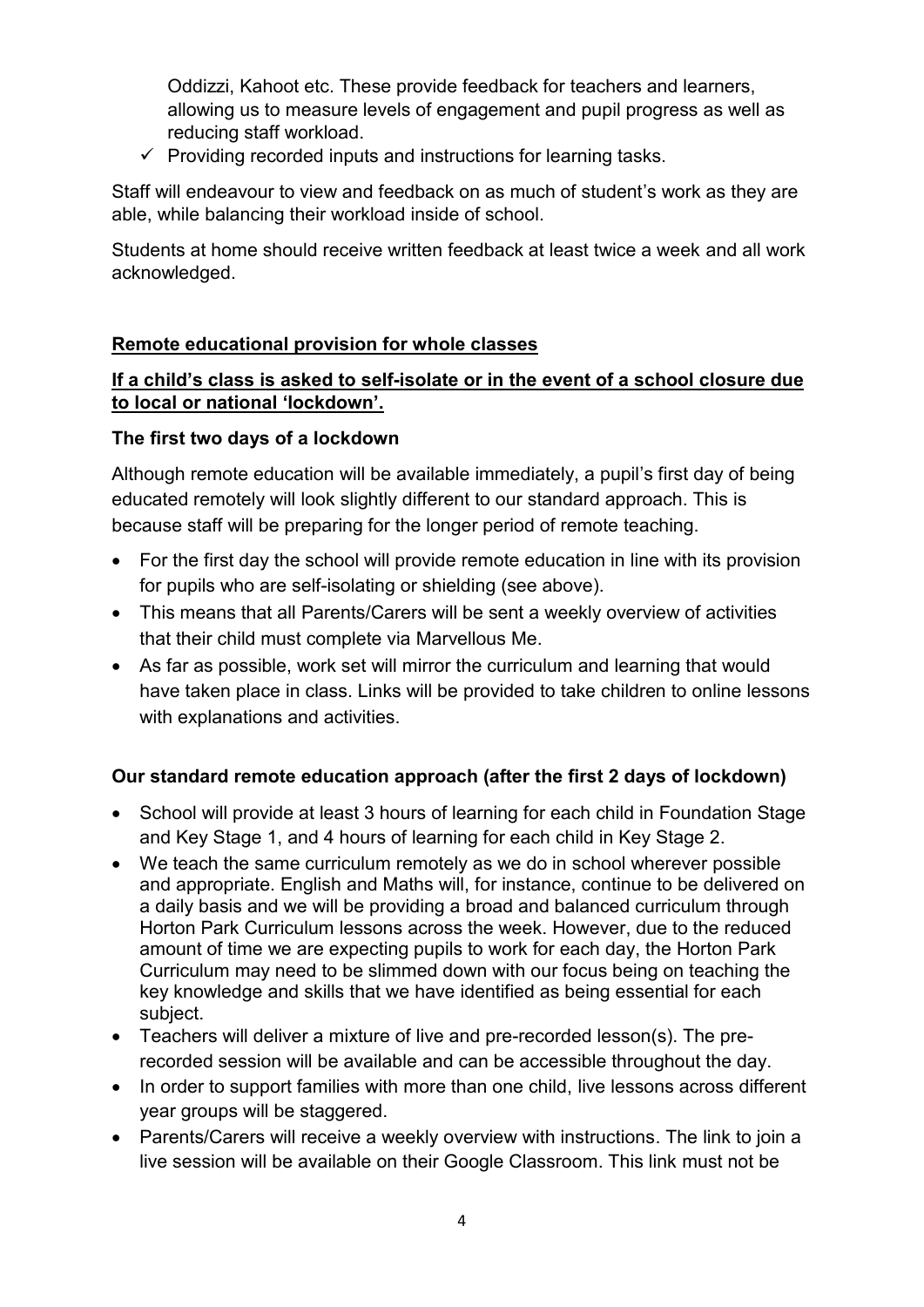Oddizzi, Kahoot etc. These provide feedback for teachers and learners, allowing us to measure levels of engagement and pupil progress as well as reducing staff workload.

- ✓ Providing recorded inputs and instructions for learning tasks.

Staff will endeavour to view and feedback on as much of student's work as they are able, while balancing their workload inside of school.

Students at home should receive written feedback at least twice a week and all work acknowledged.

**<u>Remote educational provision for whole classes</u>**

**<u>If a child's class is asked to self-isolate or in the event of a school closure due to local or national 'lockdown'.</u>**

**The first two days of a lockdown**

Although remote education will be available immediately, a pupil's first day of being educated remotely will look slightly different to our standard approach. This is because staff will be preparing for the longer period of remote teaching.

- For the first day the school will provide remote education in line with its provision for pupils who are self-isolating or shielding (see above).
- This means that all Parents/Carers will be sent a weekly overview of activities that their child must complete via Marvellous Me.
- As far as possible, work set will mirror the curriculum and learning that would have taken place in class. Links will be provided to take children to online lessons with explanations and activities.

**Our standard remote education approach (after the first 2 days of lockdown)**

- School will provide at least 3 hours of learning for each child in Foundation Stage and Key Stage 1, and 4 hours of learning for each child in Key Stage 2.
- We teach the same curriculum remotely as we do in school wherever possible and appropriate. English and Maths will, for instance, continue to be delivered on a daily basis and we will be providing a broad and balanced curriculum through Horton Park Curriculum lessons across the week. However, due to the reduced amount of time we are expecting pupils to work for each day, the Horton Park Curriculum may need to be slimmed down with our focus being on teaching the key knowledge and skills that we have identified as being essential for each subject.
- Teachers will deliver a mixture of live and pre-recorded lesson(s). The pre-recorded session will be available and can be accessible throughout the day.
- In order to support families with more than one child, live lessons across different year groups will be staggered.
- Parents/Carers will receive a weekly overview with instructions. The link to join a live session will be available on their Google Classroom. This link must not be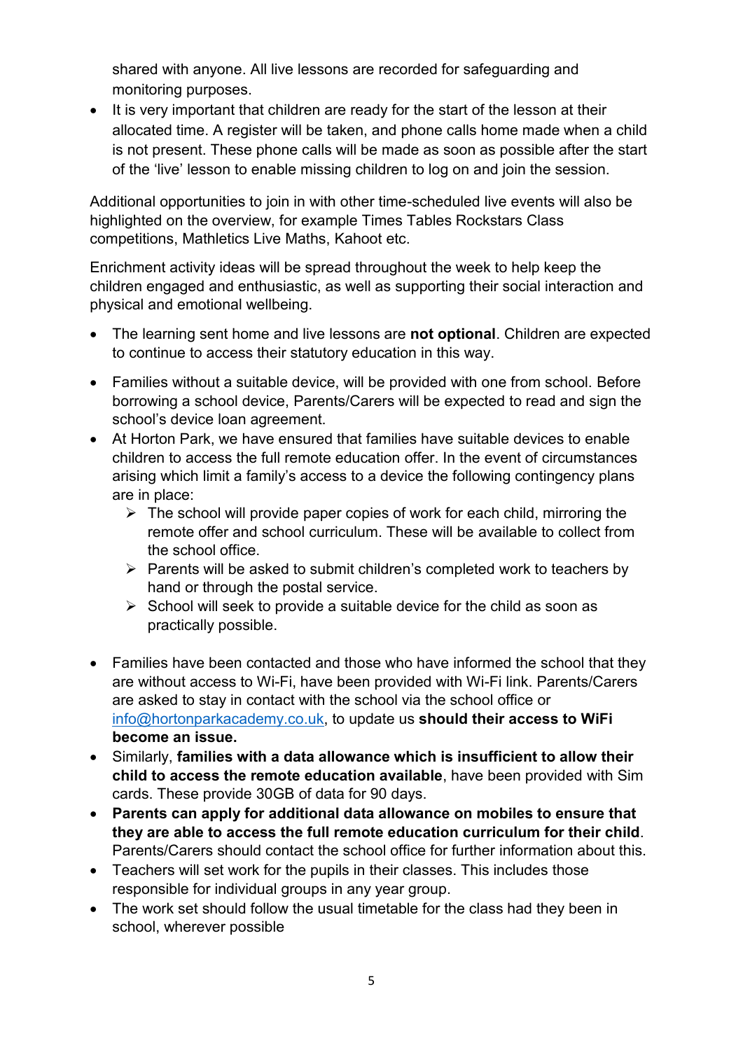shared with anyone. All live lessons are recorded for safeguarding and monitoring purposes.

- It is very important that children are ready for the start of the lesson at their allocated time. A register will be taken, and phone calls home made when a child is not present. These phone calls will be made as soon as possible after the start of the 'live' lesson to enable missing children to log on and join the session.

Additional opportunities to join in with other time-scheduled live events will also be highlighted on the overview, for example Times Tables Rockstars Class competitions, Mathletics Live Maths, Kahoot etc.

Enrichment activity ideas will be spread throughout the week to help keep the children engaged and enthusiastic, as well as supporting their social interaction and physical and emotional wellbeing.

- The learning sent home and live lessons are **not optional**. Children are expected to continue to access their statutory education in this way.
- Families without a suitable device, will be provided with one from school. Before borrowing a school device, Parents/Carers will be expected to read and sign the school's device loan agreement.
- At Horton Park, we have ensured that families have suitable devices to enable children to access the full remote education offer. In the event of circumstances arising which limit a family's access to a device the following contingency plans are in place:
  - The school will provide paper copies of work for each child, mirroring the remote offer and school curriculum. These will be available to collect from the school office.
  - Parents will be asked to submit children's completed work to teachers by hand or through the postal service.
  - School will seek to provide a suitable device for the child as soon as practically possible.
- Families have been contacted and those who have informed the school that they are without access to Wi-Fi, have been provided with Wi-Fi link. Parents/Carers are asked to stay in contact with the school via the school office or info@hortonparkacademy.co.uk, to update us **should their access to WiFi become an issue.**
- Similarly, **families with a data allowance which is insufficient to allow their child to access the remote education available**, have been provided with Sim cards. These provide 30GB of data for 90 days.
- **Parents can apply for additional data allowance on mobiles to ensure that they are able to access the full remote education curriculum for their child**. Parents/Carers should contact the school office for further information about this.
- Teachers will set work for the pupils in their classes. This includes those responsible for individual groups in any year group.
- The work set should follow the usual timetable for the class had they been in school, wherever possible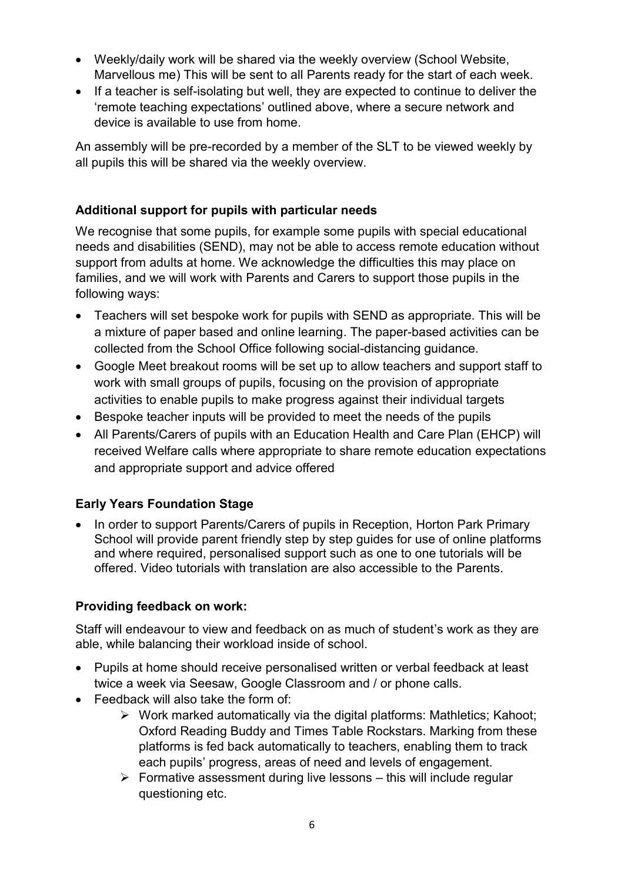- Weekly/daily work will be shared via the weekly overview (School Website, Marvellous me) This will be sent to all Parents ready for the start of each week.
- If a teacher is self-isolating but well, they are expected to continue to deliver the 'remote teaching expectations' outlined above, where a secure network and device is available to use from home.

An assembly will be pre-recorded by a member of the SLT to be viewed weekly by all pupils this will be shared via the weekly overview.

**Additional support for pupils with particular needs**

We recognise that some pupils, for example some pupils with special educational needs and disabilities (SEND), may not be able to access remote education without support from adults at home. We acknowledge the difficulties this may place on families, and we will work with Parents and Carers to support those pupils in the following ways:

- Teachers will set bespoke work for pupils with SEND as appropriate. This will be a mixture of paper based and online learning. The paper-based activities can be collected from the School Office following social-distancing guidance.
- Google Meet breakout rooms will be set up to allow teachers and support staff to work with small groups of pupils, focusing on the provision of appropriate activities to enable pupils to make progress against their individual targets
- Bespoke teacher inputs will be provided to meet the needs of the pupils
- All Parents/Carers of pupils with an Education Health and Care Plan (EHCP) will received Welfare calls where appropriate to share remote education expectations and appropriate support and advice offered

**Early Years Foundation Stage**

- In order to support Parents/Carers of pupils in Reception, Horton Park Primary School will provide parent friendly step by step guides for use of online platforms and where required, personalised support such as one to one tutorials will be offered. Video tutorials with translation are also accessible to the Parents.

**Providing feedback on work:**

Staff will endeavour to view and feedback on as much of student's work as they are able, while balancing their workload inside of school.

- Pupils at home should receive personalised written or verbal feedback at least twice a week via Seesaw, Google Classroom and / or phone calls.
- Feedback will also take the form of:
    - Work marked automatically via the digital platforms: Mathletics; Kahoot; Oxford Reading Buddy and Times Table Rockstars. Marking from these platforms is fed back automatically to teachers, enabling them to track each pupils' progress, areas of need and levels of engagement.
    - Formative assessment during live lessons – this will include regular questioning etc.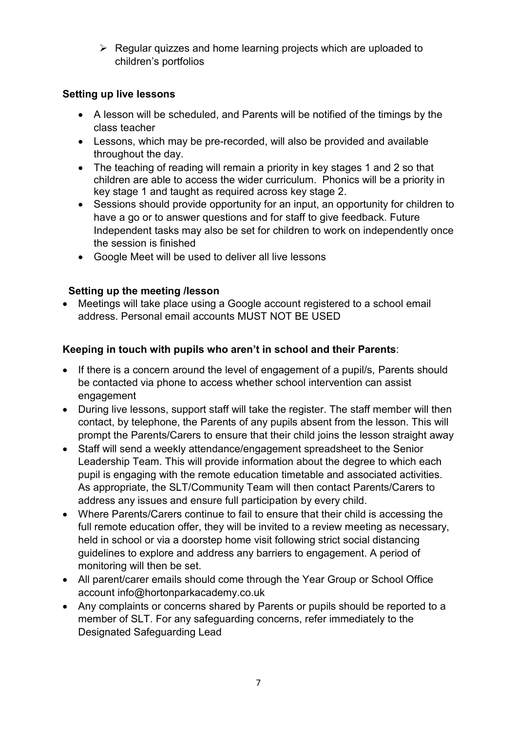- Regular quizzes and home learning projects which are uploaded to children's portfolios

**Setting up live lessons**

- A lesson will be scheduled, and Parents will be notified of the timings by the class teacher
- Lessons, which may be pre-recorded, will also be provided and available throughout the day.
- The teaching of reading will remain a priority in key stages 1 and 2 so that children are able to access the wider curriculum. Phonics will be a priority in key stage 1 and taught as required across key stage 2.
- Sessions should provide opportunity for an input, an opportunity for children to have a go or to answer questions and for staff to give feedback. Future Independent tasks may also be set for children to work on independently once the session is finished
- Google Meet will be used to deliver all live lessons

**Setting up the meeting /lesson**

- Meetings will take place using a Google account registered to a school email address. Personal email accounts MUST NOT BE USED

**Keeping in touch with pupils who aren't in school and their Parents**:

- If there is a concern around the level of engagement of a pupil/s, Parents should be contacted via phone to access whether school intervention can assist engagement
- During live lessons, support staff will take the register. The staff member will then contact, by telephone, the Parents of any pupils absent from the lesson. This will prompt the Parents/Carers to ensure that their child joins the lesson straight away
- Staff will send a weekly attendance/engagement spreadsheet to the Senior Leadership Team. This will provide information about the degree to which each pupil is engaging with the remote education timetable and associated activities. As appropriate, the SLT/Community Team will then contact Parents/Carers to address any issues and ensure full participation by every child.
- Where Parents/Carers continue to fail to ensure that their child is accessing the full remote education offer, they will be invited to a review meeting as necessary, held in school or via a doorstep home visit following strict social distancing guidelines to explore and address any barriers to engagement. A period of monitoring will then be set.
- All parent/carer emails should come through the Year Group or School Office account info@hortonparkacademy.co.uk
- Any complaints or concerns shared by Parents or pupils should be reported to a member of SLT. For any safeguarding concerns, refer immediately to the Designated Safeguarding Lead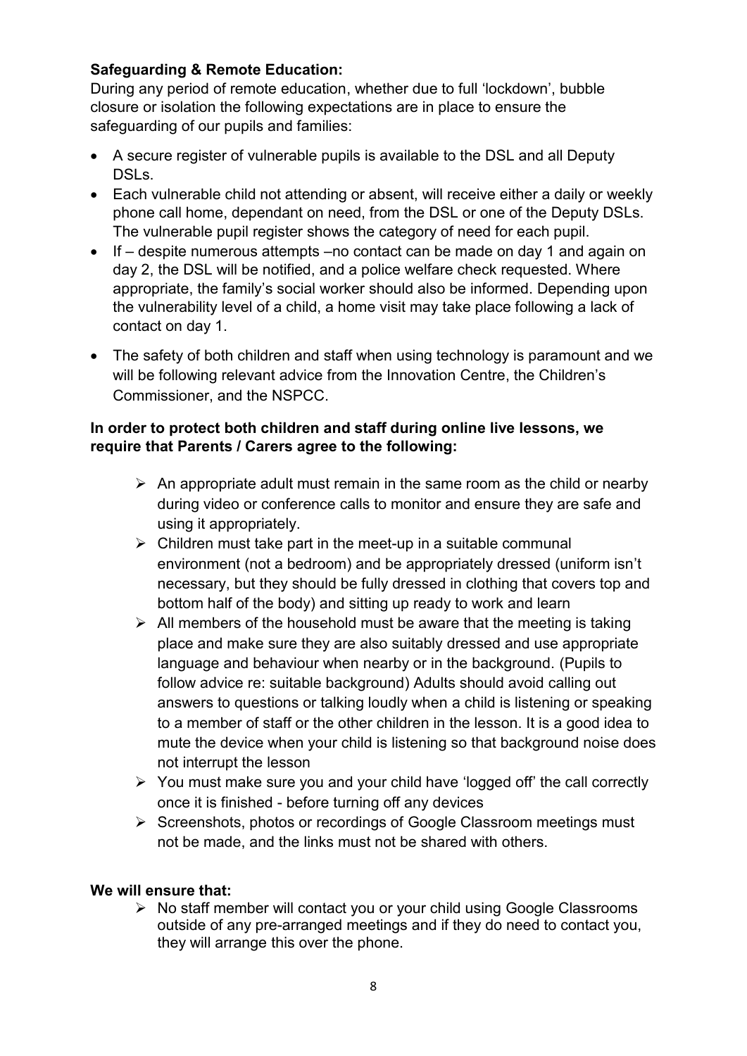**Safeguarding & Remote Education:**

During any period of remote education, whether due to full 'lockdown', bubble closure or isolation the following expectations are in place to ensure the safeguarding of our pupils and families:

- A secure register of vulnerable pupils is available to the DSL and all Deputy DSLs.
- Each vulnerable child not attending or absent, will receive either a daily or weekly phone call home, dependant on need, from the DSL or one of the Deputy DSLs. The vulnerable pupil register shows the category of need for each pupil.
- If – despite numerous attempts –no contact can be made on day 1 and again on day 2, the DSL will be notified, and a police welfare check requested. Where appropriate, the family's social worker should also be informed. Depending upon the vulnerability level of a child, a home visit may take place following a lack of contact on day 1.
- The safety of both children and staff when using technology is paramount and we will be following relevant advice from the Innovation Centre, the Children's Commissioner, and the NSPCC.

**In order to protect both children and staff during online live lessons, we require that Parents / Carers agree to the following:**

- An appropriate adult must remain in the same room as the child or nearby during video or conference calls to monitor and ensure they are safe and using it appropriately.
- Children must take part in the meet-up in a suitable communal environment (not a bedroom) and be appropriately dressed (uniform isn't necessary, but they should be fully dressed in clothing that covers top and bottom half of the body) and sitting up ready to work and learn
- All members of the household must be aware that the meeting is taking place and make sure they are also suitably dressed and use appropriate language and behaviour when nearby or in the background. (Pupils to follow advice re: suitable background) Adults should avoid calling out answers to questions or talking loudly when a child is listening or speaking to a member of staff or the other children in the lesson. It is a good idea to mute the device when your child is listening so that background noise does not interrupt the lesson
- You must make sure you and your child have 'logged off' the call correctly once it is finished - before turning off any devices
- Screenshots, photos or recordings of Google Classroom meetings must not be made, and the links must not be shared with others.

**We will ensure that:**

- No staff member will contact you or your child using Google Classrooms outside of any pre-arranged meetings and if they do need to contact you, they will arrange this over the phone.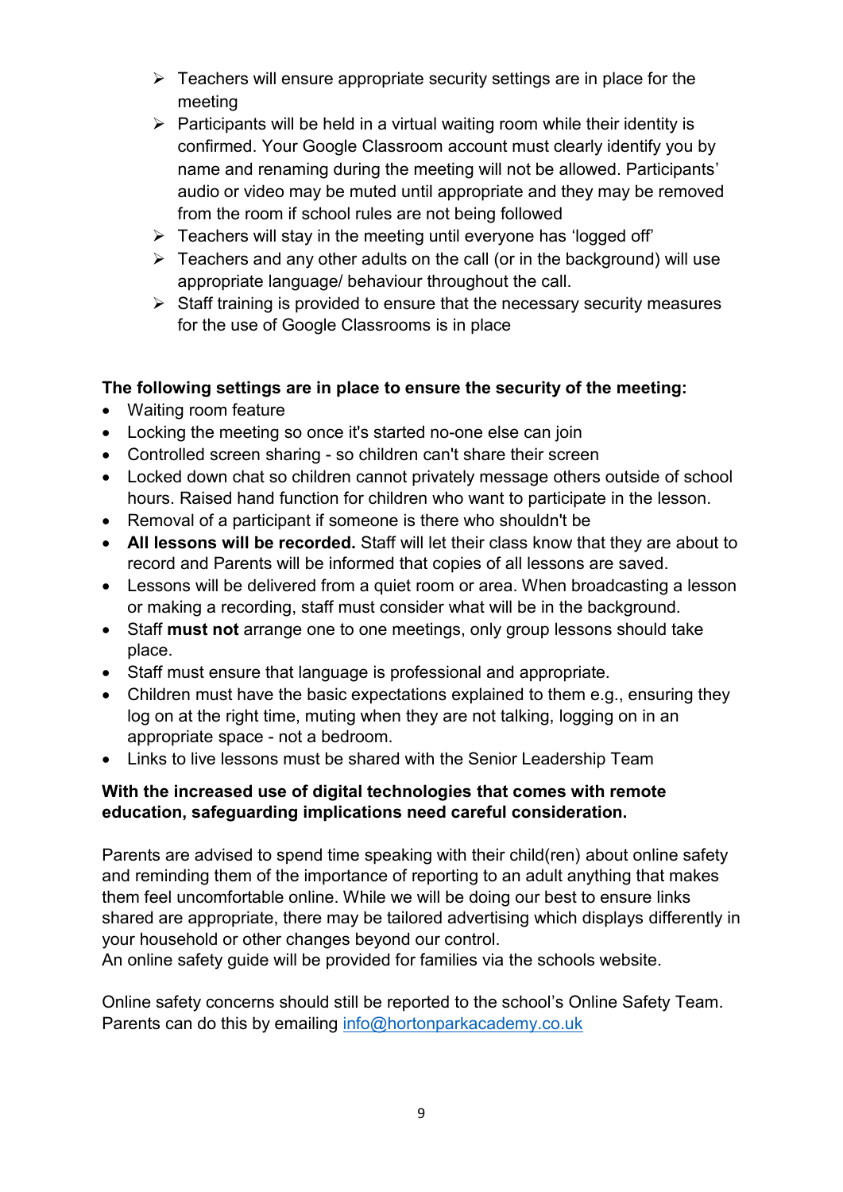- Teachers will ensure appropriate security settings are in place for the meeting
- Participants will be held in a virtual waiting room while their identity is confirmed. Your Google Classroom account must clearly identify you by name and renaming during the meeting will not be allowed. Participants' audio or video may be muted until appropriate and they may be removed from the room if school rules are not being followed
- Teachers will stay in the meeting until everyone has 'logged off'
- Teachers and any other adults on the call (or in the background) will use appropriate language/ behaviour throughout the call.
- Staff training is provided to ensure that the necessary security measures for the use of Google Classrooms is in place

**The following settings are in place to ensure the security of the meeting:**

- Waiting room feature
- Locking the meeting so once it's started no-one else can join
- Controlled screen sharing - so children can't share their screen
- Locked down chat so children cannot privately message others outside of school hours. Raised hand function for children who want to participate in the lesson.
- Removal of a participant if someone is there who shouldn't be
- **All lessons will be recorded.** Staff will let their class know that they are about to record and Parents will be informed that copies of all lessons are saved.
- Lessons will be delivered from a quiet room or area. When broadcasting a lesson or making a recording, staff must consider what will be in the background.
- Staff **must not** arrange one to one meetings, only group lessons should take place.
- Staff must ensure that language is professional and appropriate.
- Children must have the basic expectations explained to them e.g., ensuring they log on at the right time, muting when they are not talking, logging on in an appropriate space - not a bedroom.
- Links to live lessons must be shared with the Senior Leadership Team

**With the increased use of digital technologies that comes with remote education, safeguarding implications need careful consideration.**

Parents are advised to spend time speaking with their child(ren) about online safety and reminding them of the importance of reporting to an adult anything that makes them feel uncomfortable online. While we will be doing our best to ensure links shared are appropriate, there may be tailored advertising which displays differently in your household or other changes beyond our control.
An online safety guide will be provided for families via the schools website.

Online safety concerns should still be reported to the school's Online Safety Team. Parents can do this by emailing [info@hortonparkacademy.co.uk](mailto:info@hortonparkacademy.co.uk)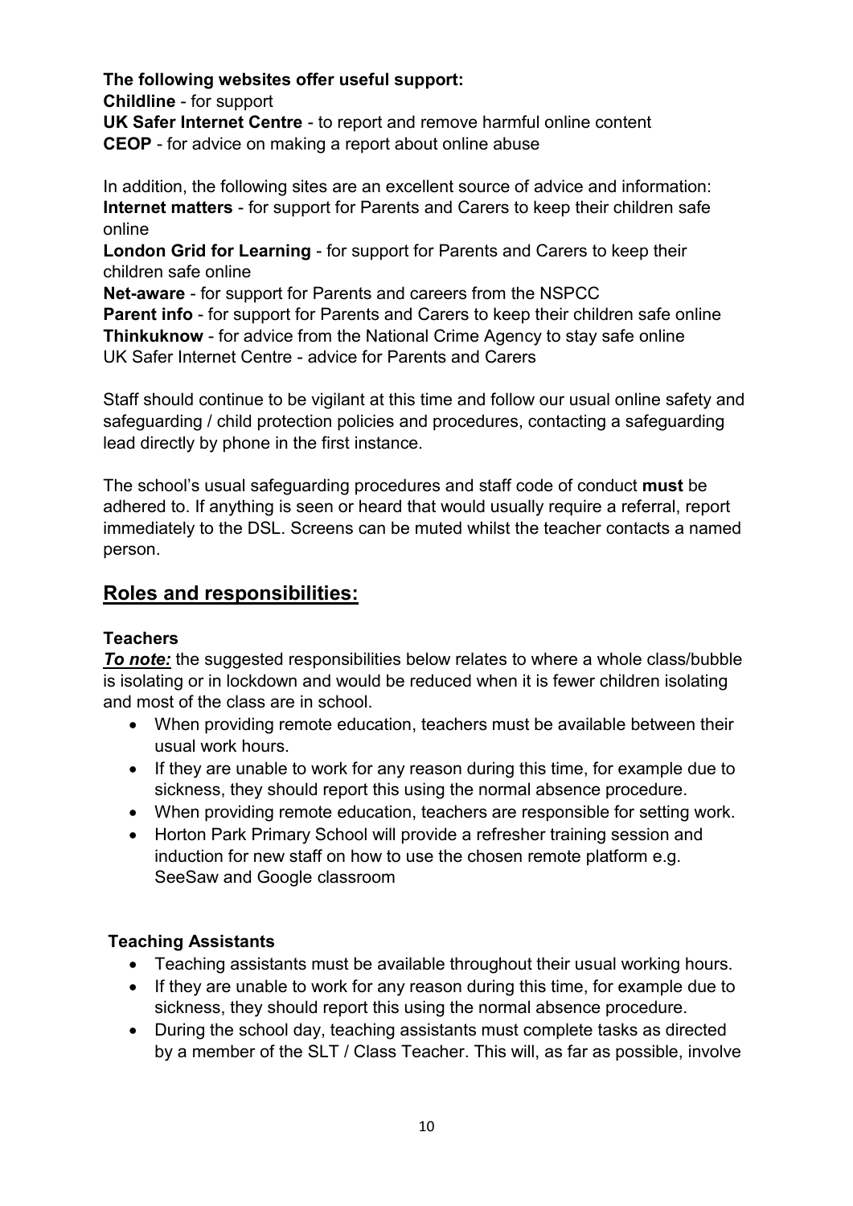**The following websites offer useful support:**
**Childline** - for support
**UK Safer Internet Centre** - to report and remove harmful online content
**CEOP** - for advice on making a report about online abuse

In addition, the following sites are an excellent source of advice and information:
**Internet matters** - for support for Parents and Carers to keep their children safe online
**London Grid for Learning** - for support for Parents and Carers to keep their children safe online
**Net-aware** - for support for Parents and careers from the NSPCC
**Parent info** - for support for Parents and Carers to keep their children safe online
**Thinkuknow** - for advice from the National Crime Agency to stay safe online
UK Safer Internet Centre - advice for Parents and Carers

Staff should continue to be vigilant at this time and follow our usual online safety and safeguarding / child protection policies and procedures, contacting a safeguarding lead directly by phone in the first instance.

The school's usual safeguarding procedures and staff code of conduct **must** be adhered to. If anything is seen or heard that would usually require a referral, report immediately to the DSL. Screens can be muted whilst the teacher contacts a named person.

## Roles and responsibilities:

### Teachers

***To note:*** the suggested responsibilities below relates to where a whole class/bubble is isolating or in lockdown and would be reduced when it is fewer children isolating and most of the class are in school.

- When providing remote education, teachers must be available between their usual work hours.
- If they are unable to work for any reason during this time, for example due to sickness, they should report this using the normal absence procedure.
- When providing remote education, teachers are responsible for setting work.
- Horton Park Primary School will provide a refresher training session and induction for new staff on how to use the chosen remote platform e.g. SeeSaw and Google classroom

### Teaching Assistants

- Teaching assistants must be available throughout their usual working hours.
- If they are unable to work for any reason during this time, for example due to sickness, they should report this using the normal absence procedure.
- During the school day, teaching assistants must complete tasks as directed by a member of the SLT / Class Teacher. This will, as far as possible, involve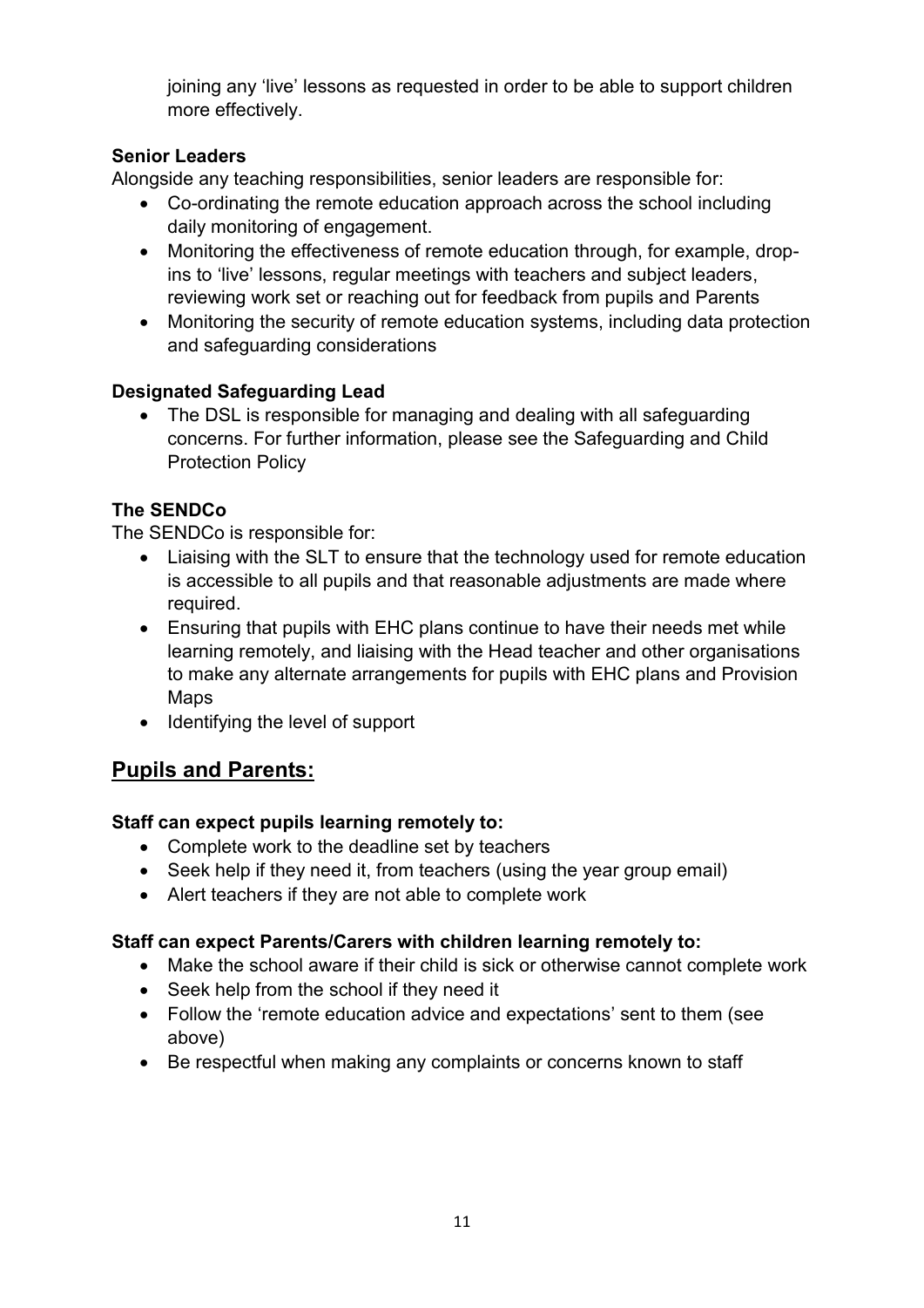joining any 'live' lessons as requested in order to be able to support children more effectively.

**Senior Leaders**

Alongside any teaching responsibilities, senior leaders are responsible for:

- Co-ordinating the remote education approach across the school including daily monitoring of engagement.
- Monitoring the effectiveness of remote education through, for example, drop-ins to 'live' lessons, regular meetings with teachers and subject leaders, reviewing work set or reaching out for feedback from pupils and Parents
- Monitoring the security of remote education systems, including data protection and safeguarding considerations

**Designated Safeguarding Lead**

- The DSL is responsible for managing and dealing with all safeguarding concerns. For further information, please see the Safeguarding and Child Protection Policy

**The SENDCo**

The SENDCo is responsible for:

- Liaising with the SLT to ensure that the technology used for remote education is accessible to all pupils and that reasonable adjustments are made where required.
- Ensuring that pupils with EHC plans continue to have their needs met while learning remotely, and liaising with the Head teacher and other organisations to make any alternate arrangements for pupils with EHC plans and Provision Maps
- Identifying the level of support

## Pupils and Parents:

**Staff can expect pupils learning remotely to:**

- Complete work to the deadline set by teachers
- Seek help if they need it, from teachers (using the year group email)
- Alert teachers if they are not able to complete work

**Staff can expect Parents/Carers with children learning remotely to:**

- Make the school aware if their child is sick or otherwise cannot complete work
- Seek help from the school if they need it
- Follow the 'remote education advice and expectations' sent to them (see above)
- Be respectful when making any complaints or concerns known to staff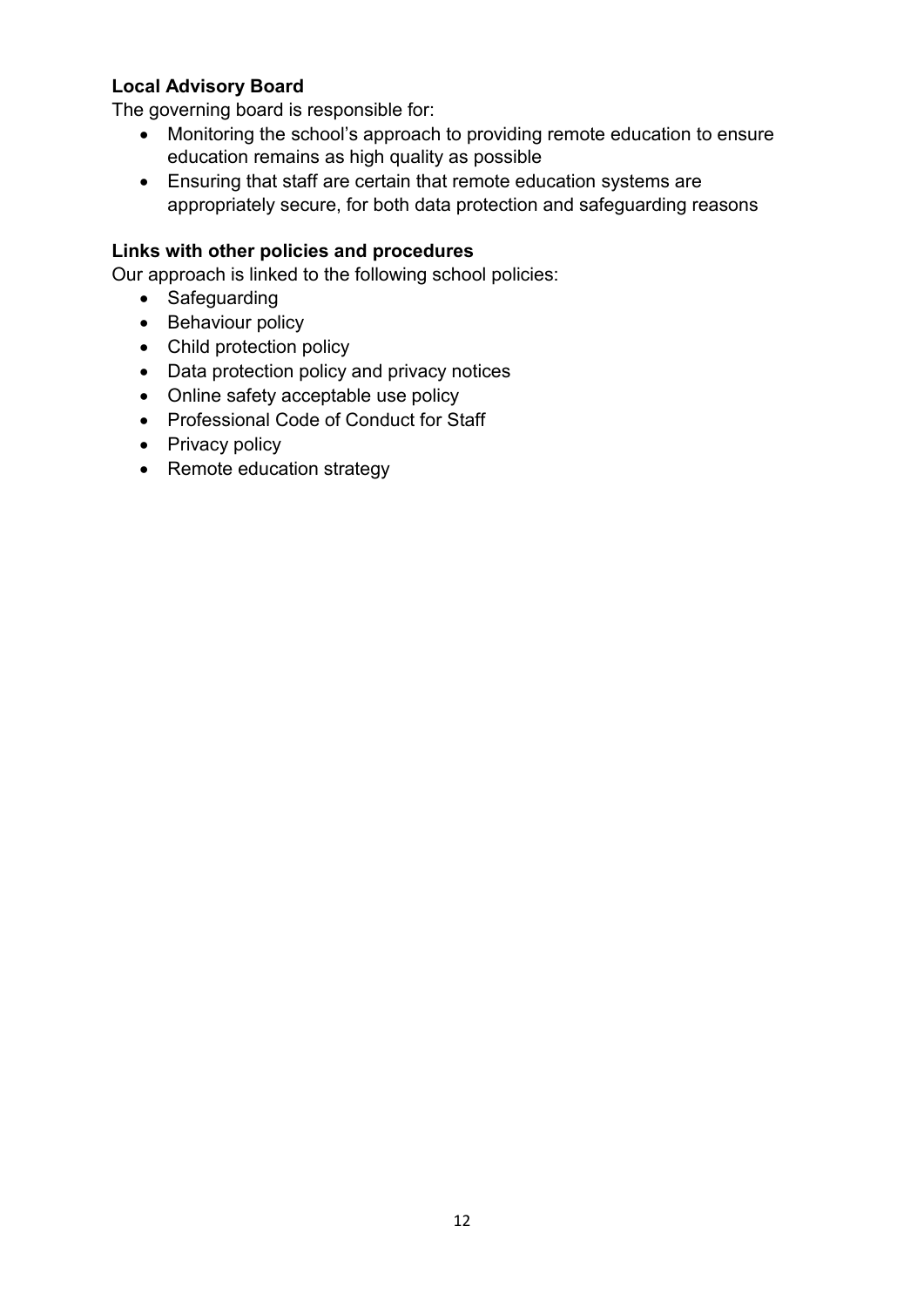**Local Advisory Board**

The governing board is responsible for:

- Monitoring the school's approach to providing remote education to ensure education remains as high quality as possible
- Ensuring that staff are certain that remote education systems are appropriately secure, for both data protection and safeguarding reasons

**Links with other policies and procedures**

Our approach is linked to the following school policies:

- Safeguarding
- Behaviour policy
- Child protection policy
- Data protection policy and privacy notices
- Online safety acceptable use policy
- Professional Code of Conduct for Staff
- Privacy policy
- Remote education strategy